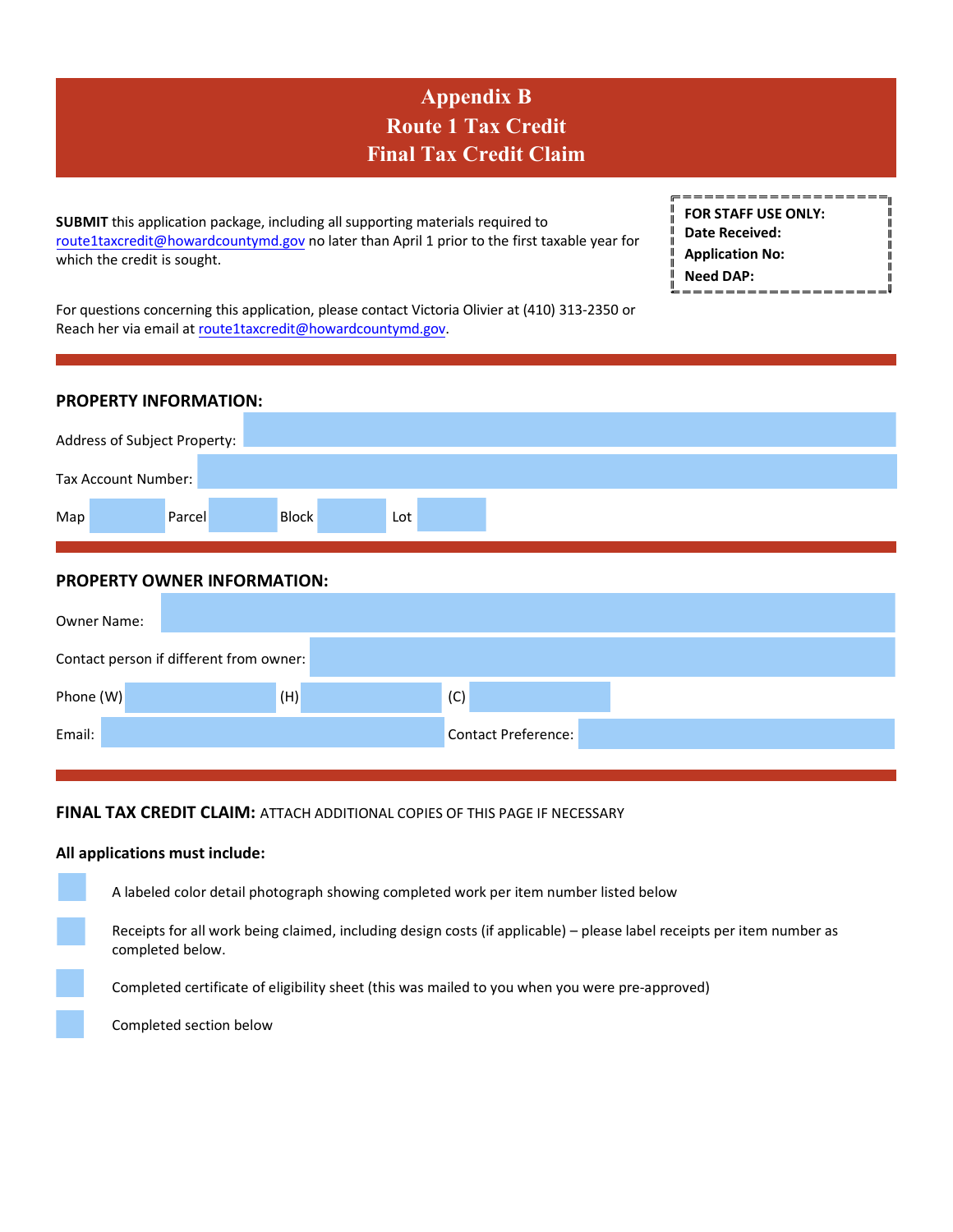# Appendix B
# Route 1 Tax Credit
# Final Tax Credit Claim

**SUBMIT** this application package, including all supporting materials required to route1taxcredit@howardcountymd.gov no later than April 1 prior to the first taxable year for which the credit is sought.

**FOR STAFF USE ONLY:**
**Date Received:**
**Application No:**
**Need DAP:**

For questions concerning this application, please contact Victoria Olivier at (410) 313-2350 or Reach her via email at route1taxcredit@howardcountymd.gov.

## PROPERTY INFORMATION:

Address of Subject Property:

Tax Account Number:

Map Parcel Block Lot

## PROPERTY OWNER INFORMATION:

Owner Name:

Contact person if different from owner:

Phone (W) (H) (C)

Email: Contact Preference:

## FINAL TAX CREDIT CLAIM: ATTACH ADDITIONAL COPIES OF THIS PAGE IF NECESSARY

**All applications must include:**

- A labeled color detail photograph showing completed work per item number listed below
- Receipts for all work being claimed, including design costs (if applicable) – please label receipts per item number as completed below.
- Completed certificate of eligibility sheet (this was mailed to you when you were pre-approved)
- Completed section below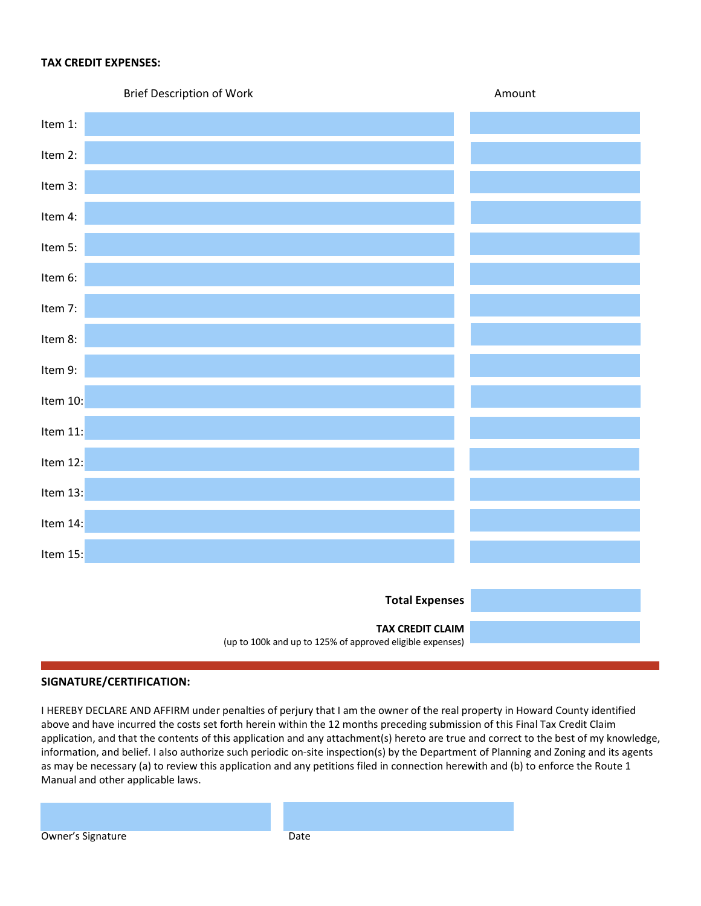**TAX CREDIT EXPENSES:**

| | Brief Description of Work | Amount |
|---|---|---|
| Item 1: | | |
| Item 2: | | |
| Item 3: | | |
| Item 4: | | |
| Item 5: | | |
| Item 6: | | |
| Item 7: | | |
| Item 8: | | |
| Item 9: | | |
| Item 10: | | |
| Item 11: | | |
| Item 12: | | |
| Item 13: | | |
| Item 14: | | |
| Item 15: | | |
| | **Total Expenses** | |
| | **TAX CREDIT CLAIM** (up to 100k and up to 125% of approved eligible expenses) | |

**SIGNATURE/CERTIFICATION:**

I HEREBY DECLARE AND AFFIRM under penalties of perjury that I am the owner of the real property in Howard County identified above and have incurred the costs set forth herein within the 12 months preceding submission of this Final Tax Credit Claim application, and that the contents of this application and any attachment(s) hereto are true and correct to the best of my knowledge, information, and belief. I also authorize such periodic on-site inspection(s) by the Department of Planning and Zoning and its agents as may be necessary (a) to review this application and any petitions filed in connection herewith and (b) to enforce the Route 1 Manual and other applicable laws.

Owner's Signature

Date